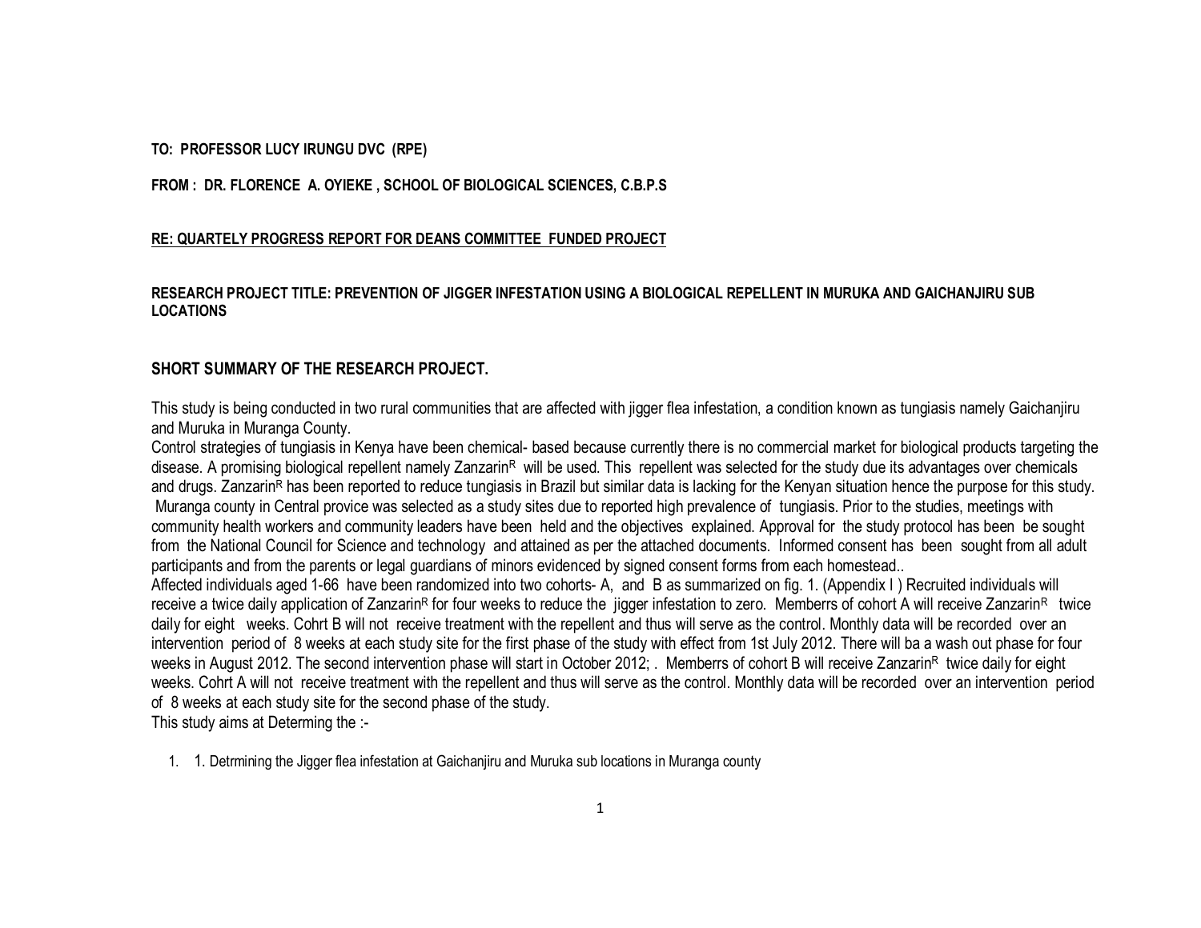**TO: PROFESSOR LUCY IRUNGU DVC (RPE)**

**FROM : DR. FLORENCE A. OYIEKE , SCHOOL OF BIOLOGICAL SCIENCES, C.B.P.S**

**RE: QUARTELY PROGRESS REPORT FOR DEANS COMMITTEE FUNDED PROJECT**

**RESEARCH PROJECT TITLE: PREVENTION OF JIGGER INFESTATION USING A BIOLOGICAL REPELLENT IN MURUKA AND GAICHANJIRU SUB LOCATIONS**

## SHORT SUMMARY OF THE RESEARCH PROJECT.

This study is being conducted in two rural communities that are affected with jigger flea infestation, a condition known as tungiasis namely Gaichanjiru and Muruka in Muranga County.
Control strategies of tungiasis in Kenya have been chemical- based because currently there is no commercial market for biological products targeting the disease. A promising biological repellent namely Zanzarin$^{R}$ will be used. This repellent was selected for the study due its advantages over chemicals and drugs. Zanzarin$^{R}$ has been reported to reduce tungiasis in Brazil but similar data is lacking for the Kenyan situation hence the purpose for this study.
Muranga county in Central provice was selected as a study sites due to reported high prevalence of tungiasis. Prior to the studies, meetings with community health workers and community leaders have been held and the objectives explained. Approval for the study protocol has been be sought from the National Council for Science and technology and attained as per the attached documents. Informed consent has been sought from all adult participants and from the parents or legal guardians of minors evidenced by signed consent forms from each homestead..
Affected individuals aged 1-66 have been randomized into two cohorts- A, and B as summarized on fig. 1. (Appendix I ) Recruited individuals will receive a twice daily application of Zanzarin$^{R}$ for four weeks to reduce the jigger infestation to zero. Memberrs of cohort A will receive Zanzarin$^{R}$ twice daily for eight weeks. Cohrt B will not receive treatment with the repellent and thus will serve as the control. Monthly data will be recorded over an intervention period of 8 weeks at each study site for the first phase of the study with effect from 1st July 2012. There will ba a wash out phase for four weeks in August 2012. The second intervention phase will start in October 2012; . Memberrs of cohort B will receive Zanzarin$^{R}$ twice daily for eight weeks. Cohrt A will not receive treatment with the repellent and thus will serve as the control. Monthly data will be recorded over an intervention period of 8 weeks at each study site for the second phase of the study.
This study aims at Determing the :-

1. 1. Detrmining the Jigger flea infestation at Gaichanjiru and Muruka sub locations in Muranga county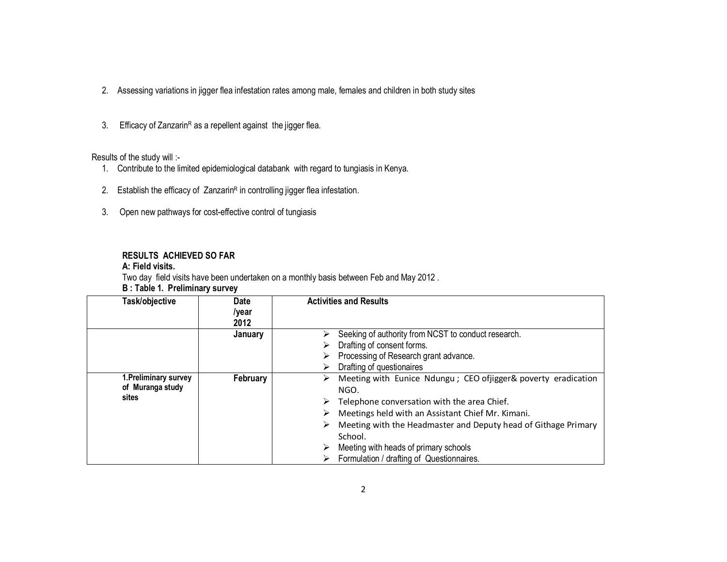2. Assessing variations in jigger flea infestation rates among male, females and children in both study sites

3. Efficacy of Zanzarin$^{R}$ as a repellent against the jigger flea.

Results of the study will :-

1. Contribute to the limited epidemiological databank with regard to tungiasis in Kenya.
2. Establish the efficacy of Zanzarin$^{R}$ in controlling jigger flea infestation.
3. Open new pathways for cost-effective control of tungiasis

**RESULTS ACHIEVED SO FAR**

**A: Field visits.**

Two day field visits have been undertaken on a monthly basis between Feb and May 2012 .

**B : Table 1. Preliminary survey**

| Task/objective | Date /year 2012 | Activities and Results |
|---|---|---|
| | **January** | ➢ Seeking of authority from NCST to conduct research.<br>➢ Drafting of consent forms.<br>➢ Processing of Research grant advance.<br>➢ Drafting of questionaires |
| **1.Preliminary survey of Muranga study sites** | **February** | ➢ Meeting with Eunice Ndungu ; CEO ofjigger& poverty eradication NGO.<br>➢ Telephone conversation with the area Chief.<br>➢ Meetings held with an Assistant Chief Mr. Kimani.<br>➢ Meeting with the Headmaster and Deputy head of Githage Primary School.<br>➢ Meeting with heads of primary schools<br>➢ Formulation / drafting of Questionnaires. |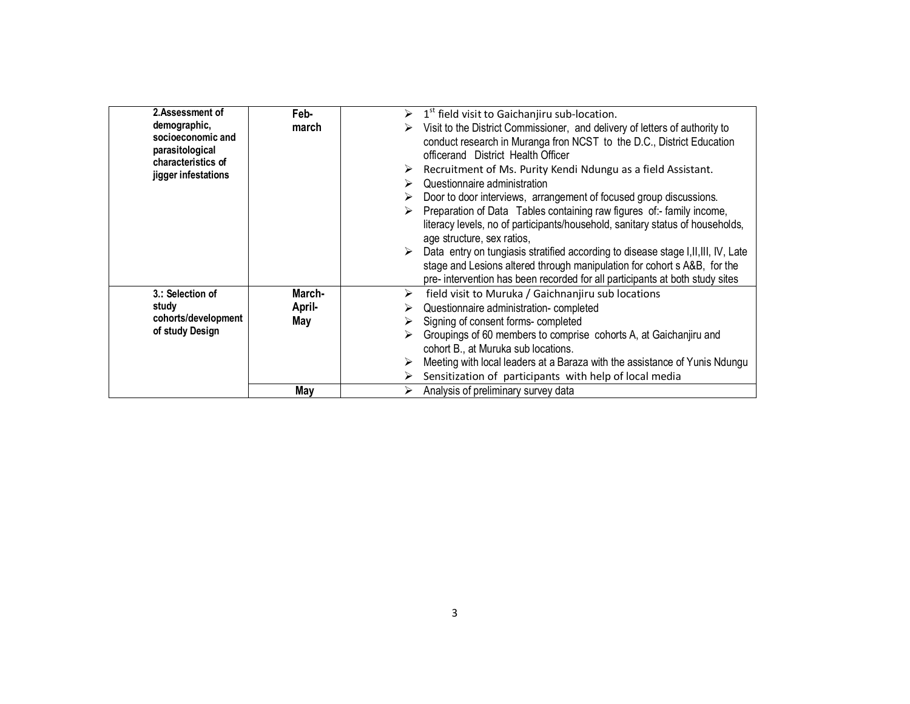| | | | |
|---|---|---|---|
| **2.Assessment of demographic, socioeconomic and parasitological characteristics of jigger infestations** | **Feb-march** | | ➢ 1st field visit to Gaichanjiru sub-location.<br>➢ Visit to the District Commissioner, and delivery of letters of authority to conduct research in Muranga fron NCST to the D.C., District Education officerand District Health Officer<br>➢ Recruitment of Ms. Purity Kendi Ndungu as a field Assistant.<br>➢ Questionnaire administration<br>➢ Door to door interviews, arrangement of focused group discussions.<br>➢ Preparation of Data Tables containing raw figures of:- family income, literacy levels, no of participants/household, sanitary status of households, age structure, sex ratios,<br>➢ Data entry on tungiasis stratified according to disease stage I,II,III, IV, Late stage and Lesions altered through manipulation for cohort s A&B, for the pre- intervention has been recorded for all participants at both study sites |
| **3.: Selection of study cohorts/development of study Design** | **March-April-May** | | ➢ field visit to Muruka / Gaichnanjiru sub locations<br>➢ Questionnaire administration- completed<br>➢ Signing of consent forms- completed<br>➢ Groupings of 60 members to comprise cohorts A, at Gaichanjiru and cohort B., at Muruka sub locations.<br>➢ Meeting with local leaders at a Baraza with the assistance of Yunis Ndungu<br>➢ Sensitization of participants with help of local media |
| | **May** | | ➢ Analysis of preliminary survey data |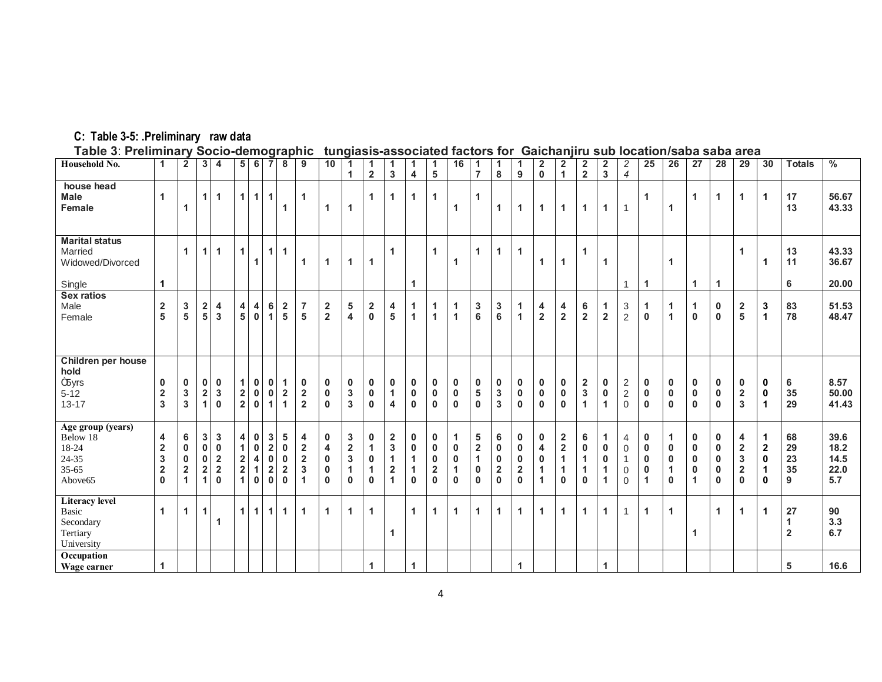**C: Table 3-5: .Preliminary raw data**

**Table 3**: **Preliminary Socio-demographic tungiasis-associated factors for Gaichanjiru sub location/saba saba area**

| Household No. | 1 | 2 | 3 | 4 | 5 | 6 | 7 | 8 | 9 | 10 | 11 | 12 | 13 | 14 | 15 | 16 | 17 | 18 | 19 | 20 | 21 | 22 | 23 | 24 | 25 | 26 | 27 | 28 | 29 | 30 | Totals | % |
|---|---|---|---|---|---|---|---|---|---|---|---|---|---|---|---|---|---|---|---|---|---|---|---|---|---|---|---|---|---|---|---|---|
| **house head** | | | | | | | | | | | | | | | | | | | | | | | | | | | | | | | | |
| **Male** | 1 | | 1 | 1 | 1 | 1 | 1 | | 1 | | | 1 | 1 | 1 | 1 | | 1 | | | | | | | | 1 | | 1 | 1 | 1 | 1 | 17 | 56.67 |
| **Female** | | 1 | | | | | | 1 | | 1 | 1 | | | | | 1 | | 1 | 1 | 1 | 1 | 1 | 1 | 1 | | 1 | | | | | 13 | 43.33 |
| **Marital status** | | | | | | | | | | | | | | | | | | | | | | | | | | | | | | | | |
| Married | | 1 | 1 | 1 | 1 | | 1 | 1 | | | | | 1 | | 1 | | 1 | 1 | 1 | | | 1 | | | | | | | 1 | | 13 | 43.33 |
| Widowed/Divorced | | | | | | 1 | | | 1 | 1 | 1 | 1 | | | | 1 | | | | 1 | 1 | | 1 | | | 1 | | | | 1 | 11 | 36.67 |
| Single | 1 | | | | | | | | | | | | | 1 | | | | | | | | | | 1 | 1 | | 1 | 1 | | | 6 | 20.00 |
| **Sex ratios** | | | | | | | | | | | | | | | | | | | | | | | | | | | | | | | | |
| Male | 2 | 3 | 2 | 4 | 4 | 4 | 6 | 2 | 7 | 2 | 5 | 2 | 4 | 1 | 1 | 1 | 3 | 3 | 1 | 4 | 4 | 6 | 1 | 3 | 1 | 1 | 1 | 0 | 2 | 3 | 83 | 51.53 |
| Female | 5 | 5 | 5 | 3 | 5 | 0 | 1 | 5 | 5 | 2 | 4 | 0 | 5 | 1 | 1 | 1 | 6 | 6 | 1 | 2 | 2 | 2 | 2 | 2 | 0 | 1 | 0 | 0 | 5 | 1 | 78 | 48.47 |
| **Children per house hold** | | | | | | | | | | | | | | | | | | | | | | | | | | | | | | | | |
| ≤5yrs | 0 | 0 | 0 | 0 | 1 | 0 | 0 | 1 | 0 | 0 | 0 | 0 | 0 | 0 | 0 | 0 | 0 | 0 | 0 | 0 | 0 | 2 | 0 | 2 | 0 | 0 | 0 | 0 | 0 | 0 | 6 | 8.57 |
| 5-12 | 2 | 3 | 2 | 3 | 2 | 0 | 0 | 2 | 2 | 0 | 3 | 0 | 1 | 0 | 0 | 0 | 5 | 3 | 0 | 0 | 0 | 3 | 0 | 2 | 0 | 0 | 0 | 0 | 2 | 0 | 35 | 50.00 |
| 13-17 | 3 | 3 | 1 | 0 | 2 | 0 | 1 | 1 | 2 | 0 | 3 | 0 | 4 | 0 | 0 | 0 | 0 | 3 | 0 | 0 | 0 | 1 | 1 | 0 | 0 | 0 | 0 | 0 | 3 | 1 | 29 | 41.43 |
| **Age group (years)** | | | | | | | | | | | | | | | | | | | | | | | | | | | | | | | | |
| Below 18 | 4 | 6 | 3 | 3 | 4 | 0 | 3 | 5 | 4 | 0 | 3 | 0 | 2 | 0 | 0 | 1 | 5 | 6 | 0 | 0 | 2 | 6 | 1 | 4 | 0 | 1 | 0 | 0 | 4 | 1 | 68 | 39.6 |
| 18-24 | 2 | 0 | 0 | 0 | 1 | 0 | 2 | 0 | 2 | 4 | 2 | 1 | 3 | 0 | 0 | 0 | 2 | 0 | 0 | 4 | 2 | 0 | 0 | 0 | 0 | 0 | 0 | 0 | 2 | 2 | 29 | 18.2 |
| 24-35 | 3 | 0 | 0 | 2 | 2 | 4 | 0 | 0 | 2 | 0 | 3 | 0 | 1 | 1 | 0 | 0 | 1 | 0 | 0 | 0 | 1 | 1 | 0 | 1 | 0 | 0 | 0 | 0 | 3 | 0 | 23 | 14.5 |
| 35-65 | 2 | 2 | 2 | 2 | 2 | 1 | 2 | 2 | 3 | 0 | 1 | 1 | 2 | 1 | 2 | 1 | 0 | 2 | 2 | 1 | 1 | 1 | 1 | 0 | 0 | 1 | 0 | 0 | 2 | 1 | 35 | 22.0 |
| Above65 | 0 | 1 | 1 | 0 | 1 | 0 | 0 | 0 | 1 | 0 | 0 | 0 | 1 | 0 | 0 | 0 | 0 | 0 | 0 | 1 | 0 | 0 | 1 | 0 | 1 | 0 | 1 | 0 | 0 | 0 | 9 | 5.7 |
| **Literacy level** | | | | | | | | | | | | | | | | | | | | | | | | | | | | | | | | |
| Basic | 1 | 1 | 1 | | 1 | 1 | 1 | 1 | 1 | 1 | 1 | 1 | | 1 | 1 | 1 | 1 | 1 | 1 | 1 | 1 | 1 | 1 | 1 | 1 | 1 | | 1 | 1 | 1 | 27 | 90 |
| Secondary | | | | 1 | | | | | | | | | | | | | | | | | | | | | | | | | | | 1 | 3.3 |
| Tertiary | | | | | | | | | | | | | 1 | | | | | | | | | | | | | | 1 | | | | 2 | 6.7 |
| University | | | | | | | | | | | | | | | | | | | | | | | | | | | | | | | | |
| **Occupation** | | | | | | | | | | | | | | | | | | | | | | | | | | | | | | | | |
| **Wage earner** | 1 | | | | | | | | | | | 1 | | 1 | | | | | 1 | | | | 1 | | | | | | | | 5 | 16.6 |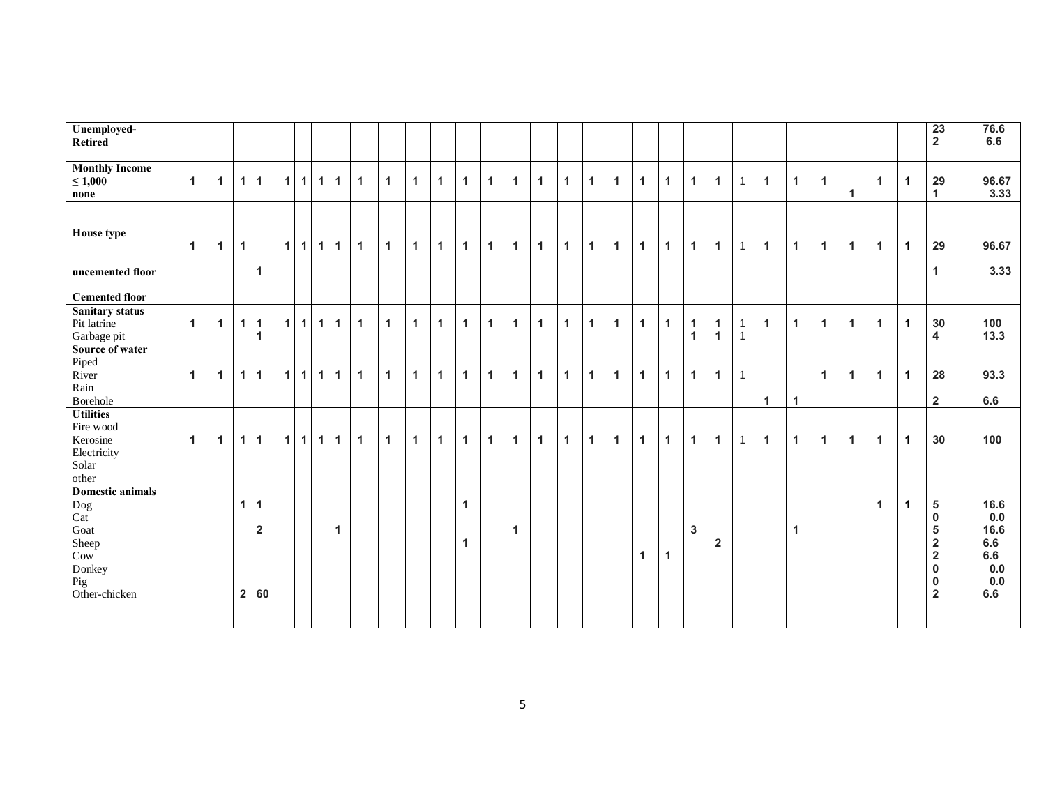| | 1 | 2 | 3 | 4 | 5 | 6 | 7 | 8 | 9 | 10 | 11 | 12 | 13 | 14 | 15 | 16 | 17 | 18 | 19 | 20 | 21 | 22 | 23 | 24 | 25 | 26 | 27 | 28 | 29 | 30 | Total | % |
|---|---|---|---|---|---|---|---|---|---|---|---|---|---|---|---|---|---|---|---|---|---|---|---|---|---|---|---|---|---|---|---|---|
| **Unemployed-** | | | | | | | | | | | | | | | | | | | | | | | | | | | | | | | 23 | 76.6 |
| **Retired** | | | | | | | | | | | | | | | | | | | | | | | | | | | | | | | 2 | 6.6 |
| **Monthly Income** | | | | | | | | | | | | | | | | | | | | | | | | | | | | | | | | |
| **≤ 1,000** | 1 | 1 | 1 | 1 | 1 | 1 | 1 | 1 | 1 | 1 | 1 | 1 | 1 | 1 | 1 | 1 | 1 | 1 | 1 | 1 | 1 | 1 | 1 | 1 | 1 | 1 | 1 | | 1 | 1 | 29 | 96.67 |
| **none** | | | | | | | | | | | | | | | | | | | | | | | | | | | | 1 | | | 1 | 3.33 |
| **House type** | 1 | 1 | 1 | | 1 | 1 | 1 | 1 | 1 | 1 | 1 | 1 | 1 | 1 | 1 | 1 | 1 | 1 | 1 | 1 | 1 | 1 | 1 | 1 | 1 | 1 | 1 | 1 | 1 | 1 | 29 | 96.67 |
| **uncemented floor** | | | | 1 | | | | | | | | | | | | | | | | | | | | | | | | | | | 1 | 3.33 |
| **Cemented floor** | | | | | | | | | | | | | | | | | | | | | | | | | | | | | | | | |
| **Sanitary status** | | | | | | | | | | | | | | | | | | | | | | | | | | | | | | | | |
| Pit latrine | 1 | 1 | 1 | 1 | 1 | 1 | 1 | 1 | 1 | 1 | 1 | 1 | 1 | 1 | 1 | 1 | 1 | 1 | 1 | 1 | 1 | 1 | 1 | 1 | 1 | 1 | 1 | 1 | 1 | 1 | 30 | 100 |
| Garbage pit | | | | 1 | | | | | | | | | | | | | | | | | | 1 | 1 | 1 | | | | | | | 4 | 13.3 |
| **Source of water** | | | | | | | | | | | | | | | | | | | | | | | | | | | | | | | | |
| Piped | | | | | | | | | | | | | | | | | | | | | | | | | | | | | | | | |
| River | 1 | 1 | 1 | 1 | 1 | 1 | 1 | 1 | 1 | 1 | 1 | 1 | 1 | 1 | 1 | 1 | 1 | 1 | 1 | 1 | 1 | 1 | 1 | 1 | | | 1 | 1 | 1 | 1 | 28 | 93.3 |
| Rain | | | | | | | | | | | | | | | | | | | | | | | | | | | | | | | | |
| Borehole | | | | | | | | | | | | | | | | | | | | | | | | | 1 | 1 | | | | | 2 | 6.6 |
| **Utilities** | | | | | | | | | | | | | | | | | | | | | | | | | | | | | | | | |
| Fire wood | | | | | | | | | | | | | | | | | | | | | | | | | | | | | | | | |
| Kerosine | 1 | 1 | 1 | 1 | 1 | 1 | 1 | 1 | 1 | 1 | 1 | 1 | 1 | 1 | 1 | 1 | 1 | 1 | 1 | 1 | 1 | 1 | 1 | 1 | 1 | 1 | 1 | 1 | 1 | 1 | 30 | 100 |
| Electricity | | | | | | | | | | | | | | | | | | | | | | | | | | | | | | | | |
| Solar | | | | | | | | | | | | | | | | | | | | | | | | | | | | | | | | |
| other | | | | | | | | | | | | | | | | | | | | | | | | | | | | | | | | |
| **Domestic animals** | | | | | | | | | | | | | | | | | | | | | | | | | | | | | | | | |
| Dog | | | 1 | 1 | | | | | | | | | 1 | | | | | | | | | | | | | | | | 1 | 1 | 5 | 16.6 |
| Cat | | | | | | | | | | | | | | | | | | | | | | | | | | | | | | | 0 | 0.0 |
| Goat | | | | 2 | | | | 1 | | | | | | | 1 | | | | | | | 3 | | | | 1 | | | | | 5 | 16.6 |
| Sheep | | | | | | | | | | | | | 1 | | | | | | | | | | 2 | | | | | | | | 2 | 6.6 |
| Cow | | | | | | | | | | | | | | | | | | | | 1 | 1 | | | | | | | | | | 2 | 6.6 |
| Donkey | | | | | | | | | | | | | | | | | | | | | | | | | | | | | | | 0 | 0.0 |
| Pig | | | | | | | | | | | | | | | | | | | | | | | | | | | | | | | 0 | 0.0 |
| Other-chicken | | | 2 | 60 | | | | | | | | | | | | | | | | | | | | | | | | | | | 2 | 6.6 |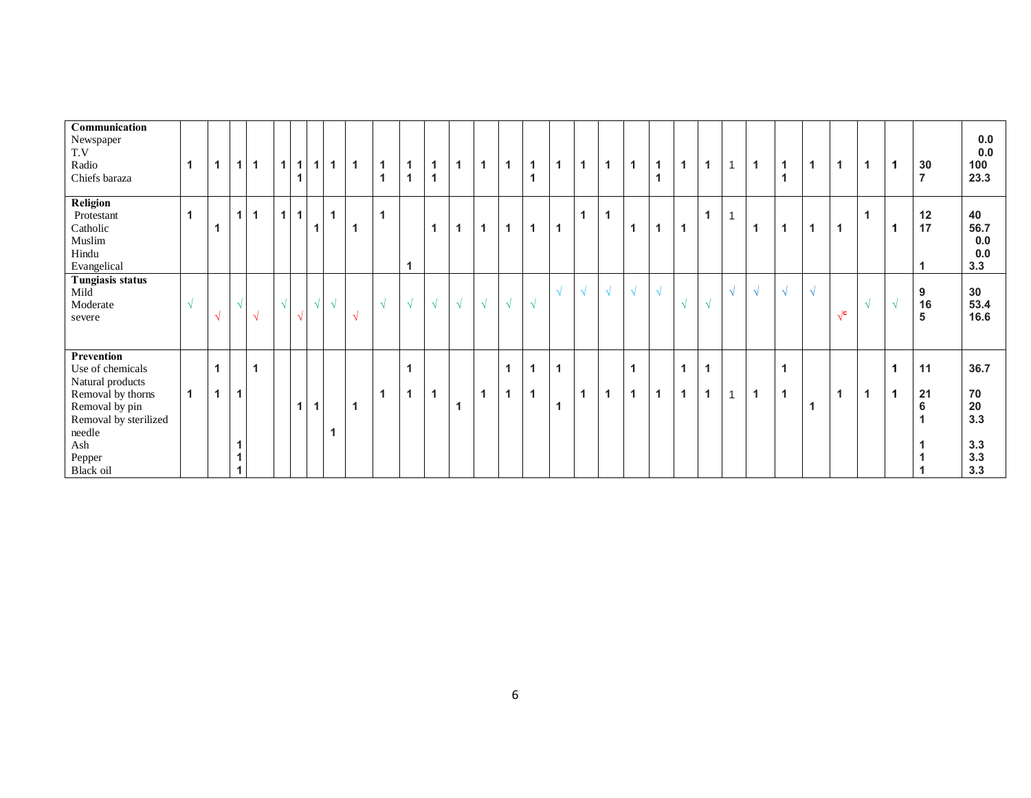| **Communication** | | | | | | | | | | | | | | | | | | | | | | | | | | | | | | | | |
|---|---|---|---|---|---|---|---|---|---|---|---|---|---|---|---|---|---|---|---|---|---|---|---|---|---|---|---|---|---|---|---|---|
| Newspaper | | | | | | | | | | | | | | | | | | | | | | | | | | | | | | | | 0.0 |
| T.V | | | | | | | | | | | | | | | | | | | | | | | | | | | | | | | | 0.0 |
| Radio | 1 | 1 | 1 | 1 | 1 | 1 | 1 | 1 | 1 | 1 | 1 | 1 | 1 | 1 | 1 | 1 | 1 | 1 | 1 | 1 | 1 | 1 | 1 | 1 | 1 | 1 | 1 | 1 | 1 | 1 | 30 | 100 |
| Chiefs baraza | | | | | | 1 | | | | 1 | 1 | 1 | | | | 1 | | | | | 1 | | | | | 1 | | | | | 7 | 23.3 |
| **Religion** | | | | | | | | | | | | | | | | | | | | | | | | | | | | | | | | |
| Protestant | 1 | | 1 | 1 | 1 | 1 | | 1 | | 1 | | | | | | | | 1 | 1 | | | | 1 | 1 | | | | | 1 | | 12 | 40 |
| Catholic | | 1 | | | | | 1 | | 1 | | | 1 | 1 | 1 | 1 | 1 | 1 | | | 1 | 1 | 1 | | | 1 | 1 | 1 | 1 | | 1 | 17 | 56.7 |
| Muslim | | | | | | | | | | | | | | | | | | | | | | | | | | | | | | | | 0.0 |
| Hindu | | | | | | | | | | | | | | | | | | | | | | | | | | | | | | | | 0.0 |
| Evangelical | | | | | | | | | | | 1 | | | | | | | | | | | | | | | | | | | | 1 | 3.3 |
| **Tungiasis status** | | | | | | | | | | | | | | | | | | | | | | | | | | | | | | | | |
| Mild | | | | | | | | | | | | | | | | | √ | √ | √ | √ | √ | | | √ | √ | √ | √ | | | | 9 | 30 |
| Moderate | √ | | √ | | √ | | √ | √ | | √ | √ | √ | √ | √ | √ | √ | | | | | | √ | √ | | | | | | √ | √ | 16 | 53.4 |
| severe | | √ | | √ | | √ | | | √ | | | | | | | | | | | | | | | | | | | √c | | | 5 | 16.6 |
| **Prevention** | | | | | | | | | | | | | | | | | | | | | | | | | | | | | | | | |
| Use of chemicals | | 1 | | 1 | | | | | | | 1 | | | | 1 | 1 | 1 | | | 1 | | 1 | 1 | | | 1 | | | | 1 | 11 | 36.7 |
| Natural products | | | | | | | | | | | | | | | | | | | | | | | | | | | | | | | | |
| Removal by thorns | 1 | 1 | 1 | | | | | | | 1 | 1 | 1 | | 1 | 1 | 1 | | 1 | 1 | 1 | 1 | 1 | 1 | 1 | 1 | 1 | | 1 | 1 | 1 | 21 | 70 |
| Removal by pin | | | | | | 1 | 1 | | 1 | | | | 1 | | | | 1 | | | | | | | | | | 1 | | | | 6 | 20 |
| Removal by sterilized needle | | | | | | | | 1 | | | | | | | | | | | | | | | | | | | | | | | 1 | 3.3 |
| Ash | | | 1 | | | | | | | | | | | | | | | | | | | | | | | | | | | | 1 | 3.3 |
| Pepper | | | 1 | | | | | | | | | | | | | | | | | | | | | | | | | | | | 1 | 3.3 |
| Black oil | | | 1 | | | | | | | | | | | | | | | | | | | | | | | | | | | | 1 | 3.3 |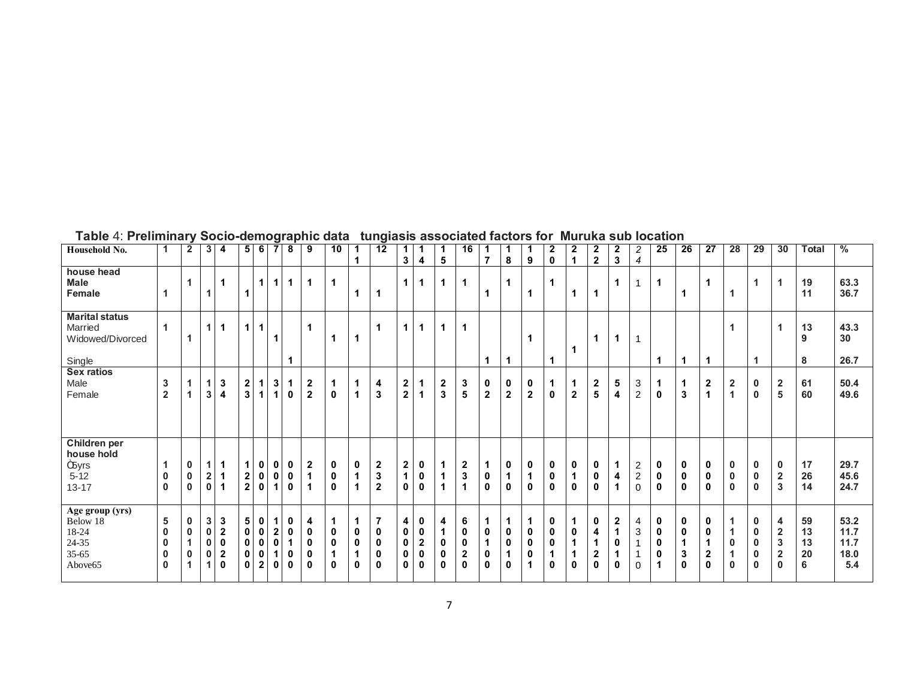**Table 4: Preliminary Socio-demographic data tungiasis associated factors for Muruka sub location**

| Household No. | 1 | 2 | 3 | 4 | 5 | 6 | 7 | 8 | 9 | 10 | 11 | 12 | 13 | 14 | 15 | 16 | 17 | 18 | 19 | 20 | 21 | 22 | 23 | 24 | 25 | 26 | 27 | 28 | 29 | 30 | Total | % |
|---|---|---|---|---|---|---|---|---|---|---|---|---|---|---|---|---|---|---|---|---|---|---|---|---|---|---|---|---|---|---|---|---|
| **house head** | | | | | | | | | | | | | | | | | | | | | | | | | | | | | | | | |
| **Male** | | 1 | | 1 | | 1 | 1 | 1 | 1 | 1 | | | 1 | 1 | 1 | 1 | | 1 | | 1 | | | 1 | 1 | 1 | | 1 | | 1 | 1 | 19 | 63.3 |
| **Female** | 1 | | 1 | | 1 | | | | | | 1 | 1 | | | | | 1 | | 1 | | 1 | 1 | | | | 1 | | 1 | | | 11 | 36.7 |
| **Marital status** | | | | | | | | | | | | | | | | | | | | | | | | | | | | | | | | |
| Married | 1 | | 1 | 1 | 1 | 1 | | | 1 | | | 1 | 1 | 1 | 1 | 1 | | | | | | | | | | | | 1 | | 1 | 13 | 43.3 |
| Widowed/Divorced | | 1 | | | | | 1 | | | 1 | 1 | | | | | | | | 1 | | 1 | 1 | 1 | 1 | | | | | | | 9 | 30 |
| Single | | | | | | | | 1 | | | | | | | | | 1 | 1 | | 1 | | | | | 1 | 1 | 1 | | 1 | | 8 | 26.7 |
| **Sex ratios** | | | | | | | | | | | | | | | | | | | | | | | | | | | | | | | | |
| Male | 3 | 1 | 1 | 3 | 2 | 1 | 3 | 1 | 2 | 1 | 1 | 4 | 2 | 1 | 2 | 3 | 0 | 0 | 0 | 1 | 1 | 2 | 5 | 3 | 1 | 1 | 2 | 2 | 0 | 2 | 61 | 50.4 |
| Female | 2 | 1 | 3 | 4 | 3 | 1 | 1 | 0 | 2 | 0 | 1 | 3 | 2 | 1 | 3 | 5 | 2 | 2 | 2 | 0 | 2 | 5 | 4 | 2 | 0 | 3 | 1 | 1 | 0 | 5 | 60 | 49.6 |
| **Children per house hold** | | | | | | | | | | | | | | | | | | | | | | | | | | | | | | | | |
| ≤5yrs | 1 | 0 | 1 | 1 | 1 | 0 | 0 | 0 | 2 | 0 | 0 | 2 | 2 | 0 | 1 | 2 | 1 | 0 | 0 | 0 | 0 | 0 | 1 | 2 | 0 | 0 | 0 | 0 | 0 | 0 | 17 | 29.7 |
| 5-12 | 0 | 0 | 2 | 1 | 2 | 0 | 0 | 0 | 1 | 0 | 1 | 3 | 1 | 0 | 1 | 3 | 0 | 1 | 1 | 0 | 1 | 0 | 4 | 2 | 0 | 0 | 0 | 0 | 0 | 2 | 26 | 45.6 |
| 13-17 | 0 | 0 | 0 | 1 | 2 | 0 | 1 | 0 | 1 | 0 | 1 | 2 | 0 | 0 | 1 | 1 | 0 | 0 | 0 | 0 | 0 | 0 | 1 | 0 | 0 | 0 | 0 | 0 | 0 | 3 | 14 | 24.7 |
| **Age group (yrs)** | | | | | | | | | | | | | | | | | | | | | | | | | | | | | | | | |
| Below 18 | 5 | 0 | 3 | 3 | 5 | 0 | 1 | 0 | 4 | 1 | 1 | 7 | 4 | 0 | 4 | 6 | 1 | 1 | 1 | 0 | 1 | 0 | 2 | 4 | 0 | 0 | 0 | 1 | 0 | 4 | 59 | 53.2 |
| 18-24 | 0 | 0 | 0 | 2 | 0 | 0 | 2 | 0 | 0 | 0 | 0 | 0 | 0 | 0 | 1 | 0 | 0 | 0 | 0 | 0 | 0 | 4 | 1 | 3 | 0 | 0 | 0 | 1 | 0 | 2 | 13 | 11.7 |
| 24-35 | 0 | 1 | 0 | 0 | 0 | 0 | 0 | 1 | 0 | 0 | 0 | 0 | 0 | 2 | 0 | 0 | 1 | 0 | 0 | 0 | 1 | 1 | 0 | 1 | 0 | 1 | 1 | 0 | 0 | 3 | 13 | 11.7 |
| 35-65 | 0 | 0 | 0 | 2 | 0 | 0 | 1 | 0 | 0 | 1 | 1 | 0 | 0 | 0 | 0 | 2 | 0 | 1 | 0 | 1 | 1 | 2 | 1 | 1 | 0 | 3 | 2 | 1 | 0 | 2 | 20 | 18.0 |
| Above65 | 0 | 1 | 1 | 0 | 0 | 2 | 0 | 0 | 0 | 0 | 0 | 0 | 0 | 0 | 0 | 0 | 0 | 0 | 1 | 0 | 0 | 0 | 0 | 0 | 1 | 0 | 0 | 0 | 0 | 0 | 6 | 5.4 |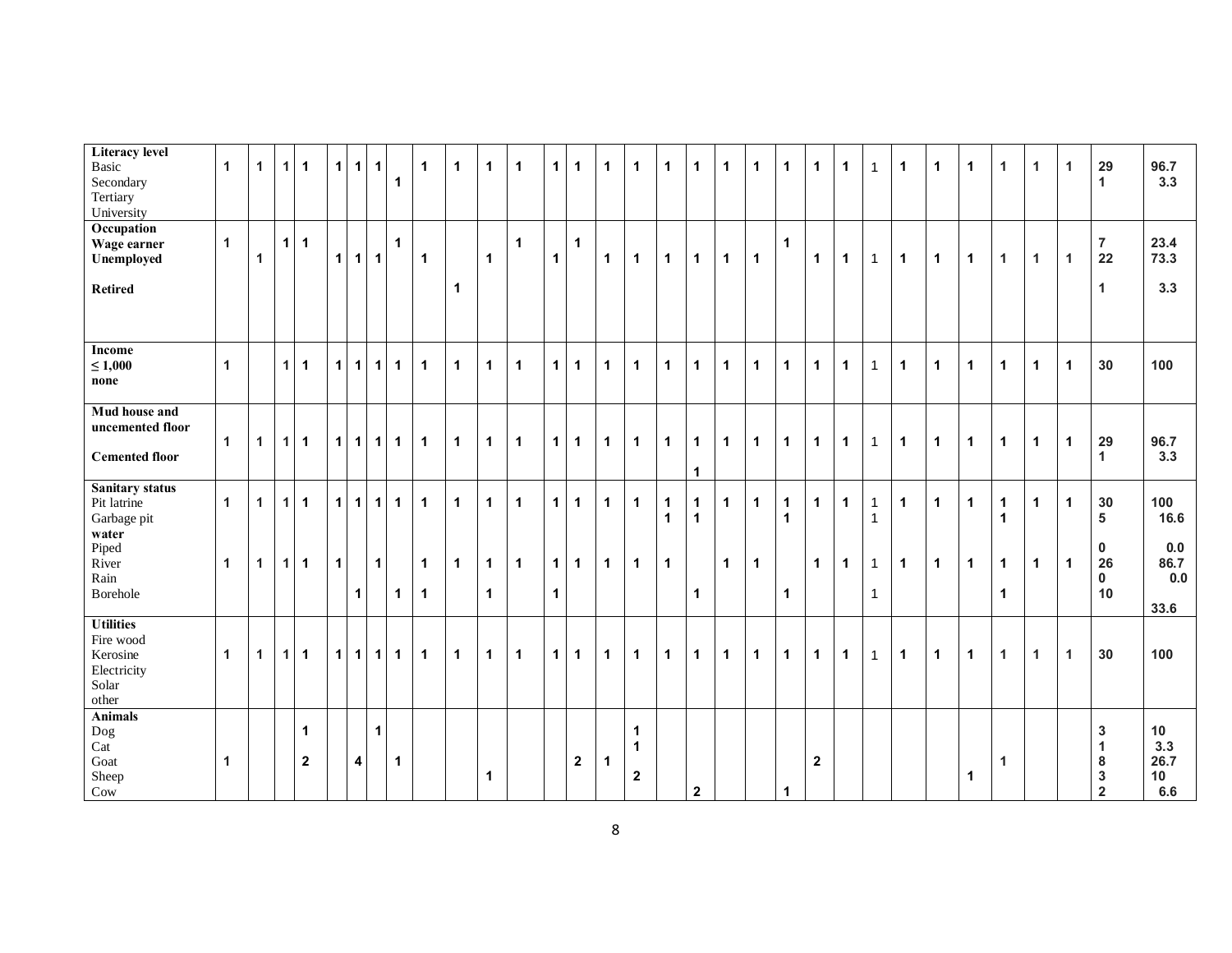| | | | | | | | | | | | | | | | | | | | | | | | | | | | | | | | | |
|---|---|---|---|---|---|---|---|---|---|---|---|---|---|---|---|---|---|---|---|---|---|---|---|---|---|---|---|---|---|---|---|---|
| **Literacy level** | | | | | | | | | | | | | | | | | | | | | | | | | | | | | | | | |
| Basic | 1 | 1 | 1 | 1 | 1 | 1 | 1 | | 1 | 1 | 1 | 1 | 1 | 1 | 1 | 1 | 1 | 1 | 1 | 1 | 1 | 1 | 1 | 1 | 1 | 1 | 1 | 1 | 1 | 1 | 29 | 96.7 |
| Secondary | | | | | | | | 1 | | | | | | | | | | | | | | | | | | | | | | | 1 | 3.3 |
| Tertiary | | | | | | | | | | | | | | | | | | | | | | | | | | | | | | | | |
| University | | | | | | | | | | | | | | | | | | | | | | | | | | | | | | | | |
| **Occupation** | | | | | | | | | | | | | | | | | | | | | | | | | | | | | | | | |
| **Wage earner** | 1 | | 1 | 1 | | | | 1 | | | | 1 | | 1 | | | | | | | 1 | | | | | | | | | | 7 | 23.4 |
| **Unemployed** | | 1 | | | 1 | 1 | 1 | | 1 | | 1 | | 1 | | 1 | 1 | 1 | 1 | 1 | 1 | | 1 | 1 | 1 | 1 | 1 | 1 | 1 | 1 | 1 | 22 | 73.3 |
| **Retired** | | | | | | | | | | 1 | | | | | | | | | | | | | | | | | | | | | 1 | 3.3 |
| **Income** | | | | | | | | | | | | | | | | | | | | | | | | | | | | | | | | |
| **≤ 1,000** | 1 | | 1 | 1 | 1 | 1 | 1 | 1 | 1 | 1 | 1 | 1 | 1 | 1 | 1 | 1 | 1 | 1 | 1 | 1 | 1 | 1 | 1 | 1 | 1 | 1 | 1 | 1 | 1 | 1 | 30 | 100 |
| **none** | | | | | | | | | | | | | | | | | | | | | | | | | | | | | | | | |
| **Mud house and uncemented floor** | 1 | 1 | 1 | 1 | 1 | 1 | 1 | 1 | 1 | 1 | 1 | 1 | 1 | 1 | 1 | 1 | 1 | 1 | 1 | 1 | 1 | 1 | 1 | 1 | 1 | 1 | 1 | 1 | 1 | 1 | 29 | 96.7 |
| **Cemented floor** | | | | | | | | | | | | | | | | | | 1 | | | | | | | | | | | | | 1 | 3.3 |
| **Sanitary status** | | | | | | | | | | | | | | | | | | | | | | | | | | | | | | | | |
| Pit latrine | 1 | 1 | 1 | 1 | 1 | 1 | 1 | 1 | 1 | 1 | 1 | 1 | 1 | 1 | 1 | 1 | 1 | 1 | 1 | 1 | 1 | 1 | 1 | 1 | 1 | 1 | 1 | 1 | 1 | 1 | 30 | 100 |
| Garbage pit | | | | | | | | | | | | | | | | | 1 | 1 | | | 1 | | | 1 | | | | 1 | | | 5 | 16.6 |
| **water** | | | | | | | | | | | | | | | | | | | | | | | | | | | | | | | | |
| Piped | | | | | | | | | | | | | | | | | | | | | | | | | | | | | | | 0 | 0.0 |
| River | 1 | 1 | 1 | 1 | 1 | | 1 | | 1 | 1 | 1 | 1 | 1 | 1 | 1 | 1 | 1 | | 1 | 1 | | 1 | 1 | 1 | 1 | 1 | 1 | 1 | 1 | 1 | 26 | 86.7 |
| Rain | | | | | | | | | | | | | | | | | | | | | | | | | | | | | | | 0 | 0.0 |
| Borehole | | | | | | 1 | | 1 | 1 | | 1 | | 1 | | | | | 1 | | | 1 | | | 1 | | | | 1 | | | 10 | 33.6 |
| **Utilities** | | | | | | | | | | | | | | | | | | | | | | | | | | | | | | | | |
| Fire wood | | | | | | | | | | | | | | | | | | | | | | | | | | | | | | | | |
| Kerosine | 1 | 1 | 1 | 1 | 1 | 1 | 1 | 1 | 1 | 1 | 1 | 1 | 1 | 1 | 1 | 1 | 1 | 1 | 1 | 1 | 1 | 1 | 1 | 1 | 1 | 1 | 1 | 1 | 1 | 1 | 30 | 100 |
| Electricity | | | | | | | | | | | | | | | | | | | | | | | | | | | | | | | | |
| Solar | | | | | | | | | | | | | | | | | | | | | | | | | | | | | | | | |
| other | | | | | | | | | | | | | | | | | | | | | | | | | | | | | | | | |
| **Animals** | | | | | | | | | | | | | | | | | | | | | | | | | | | | | | | | |
| Dog | | | | 1 | | | 1 | | | | | | | | | 1 | | | | | | | | | | | | | | | 3 | 10 |
| Cat | | | | | | | | | | | | | | | | 1 | | | | | | | | | | | | | | | 1 | 3.3 |
| Goat | 1 | | | 2 | | 4 | | 1 | | | | | | 2 | 1 | | | | | | | 2 | | | | | | 1 | | | 8 | 26.7 |
| Sheep | | | | | | | | | | | 1 | | | | | 2 | | | | | | | | | | | 1 | | | | 3 | 10 |
| Cow | | | | | | | | | | | | | | | | | | 2 | | | 1 | | | | | | | | | | 2 | 6.6 |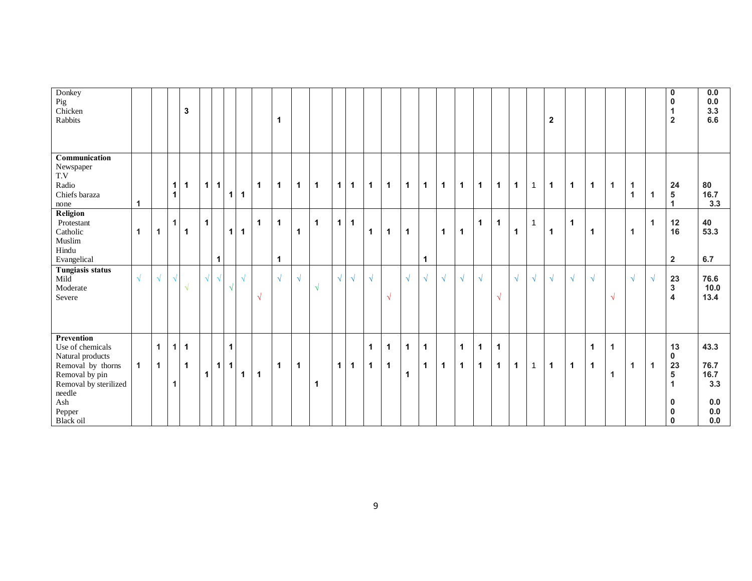| | | | | | | | | | | | | | | | | | | | | | | | | | | | | | | | | |
|---|---|---|---|---|---|---|---|---|---|---|---|---|---|---|---|---|---|---|---|---|---|---|---|---|---|---|---|---|---|---|---|---|
| Donkey | | | | | | | | | | | | | | | | | | | | | | | | | | | | | | | 0 | 0.0 |
| Pig | | | | | | | | | | | | | | | | | | | | | | | | | | | | | | | 0 | 0.0 |
| Chicken | | | | 3 | | | | | | | | | | | | | | | | | | | | | | | | | | | 1 | 3.3 |
| Rabbits | | | | | | | | | | 1 | | | | | | | | | | | | | | | 2 | | | | | | 2 | 6.6 |
| **Communication** | | | | | | | | | | | | | | | | | | | | | | | | | | | | | | | | |
| Newspaper | | | | | | | | | | | | | | | | | | | | | | | | | | | | | | | | |
| T.V | | | | | | | | | | | | | | | | | | | | | | | | | | | | | | | | |
| Radio | | | 1 | 1 | 1 | 1 | | | 1 | 1 | 1 | 1 | 1 | 1 | 1 | 1 | 1 | 1 | 1 | 1 | 1 | 1 | 1 | 1 | 1 | 1 | 1 | 1 | 1 | | 24 | 80 |
| Chiefs baraza | | | 1 | | | | 1 | 1 | | | | | | | | | | | | | | | | | | | | | 1 | 1 | 5 | 16.7 |
| none | 1 | | | | | | | | | | | | | | | | | | | | | | | | | | | | | | 1 | 3.3 |
| **Religion** | | | | | | | | | | | | | | | | | | | | | | | | | | | | | | | | |
| Protestant | | | 1 | | 1 | | | | 1 | 1 | | 1 | 1 | 1 | | | | | | | 1 | 1 | | 1 | | 1 | | | | 1 | 12 | 40 |
| Catholic | 1 | 1 | | 1 | | | 1 | 1 | | | 1 | | | | 1 | 1 | 1 | | 1 | 1 | | | 1 | | 1 | | 1 | | 1 | | 16 | 53.3 |
| Muslim | | | | | | | | | | | | | | | | | | | | | | | | | | | | | | | | |
| Hindu | | | | | | | | | | | | | | | | | | | | | | | | | | | | | | | | |
| Evangelical | | | | | | 1 | | | | 1 | | | | | | | | 1 | | | | | | | | | | | | | 2 | 6.7 |
| **Tungiasis status** | | | | | | | | | | | | | | | | | | | | | | | | | | | | | | | | |
| Mild | √ | √ | √ | | √ | √ | | √ | | √ | √ | | √ | √ | √ | | √ | √ | √ | √ | √ | | √ | √ | √ | √ | √ | | √ | √ | 23 | 76.6 |
| Moderate | | | | √ | | | √ | | | | | √ | | | | | | | | | | | | | | | | | | | 3 | 10.0 |
| Severe | | | | | | | | | √ | | | | | | | √ | | | | | | √ | | | | | | √ | | | 4 | 13.4 |
| **Prevention** | | | | | | | | | | | | | | | | | | | | | | | | | | | | | | | | |
| Use of chemicals | | 1 | 1 | 1 | | | 1 | | | | | | | | 1 | 1 | 1 | 1 | | 1 | 1 | 1 | | | | | 1 | 1 | | | 13 | 43.3 |
| Natural products | | | | | | | | | | | | | | | | | | | | | | | | | | | | | | | 0 | |
| Removal by thorns | 1 | 1 | | 1 | | 1 | 1 | | | 1 | 1 | | 1 | 1 | 1 | 1 | | 1 | 1 | 1 | 1 | 1 | 1 | 1 | 1 | 1 | 1 | | 1 | 1 | 23 | 76.7 |
| Removal by pin | | | | | 1 | | | 1 | 1 | | | | | | | | 1 | | | | | | | | | | | 1 | | | 5 | 16.7 |
| Removal by sterilized needle | | | 1 | | | | | | | | | 1 | | | | | | | | | | | | | | | | | | | 1 | 3.3 |
| Ash | | | | | | | | | | | | | | | | | | | | | | | | | | | | | | | 0 | 0.0 |
| Pepper | | | | | | | | | | | | | | | | | | | | | | | | | | | | | | | 0 | 0.0 |
| Black oil | | | | | | | | | | | | | | | | | | | | | | | | | | | | | | | 0 | 0.0 |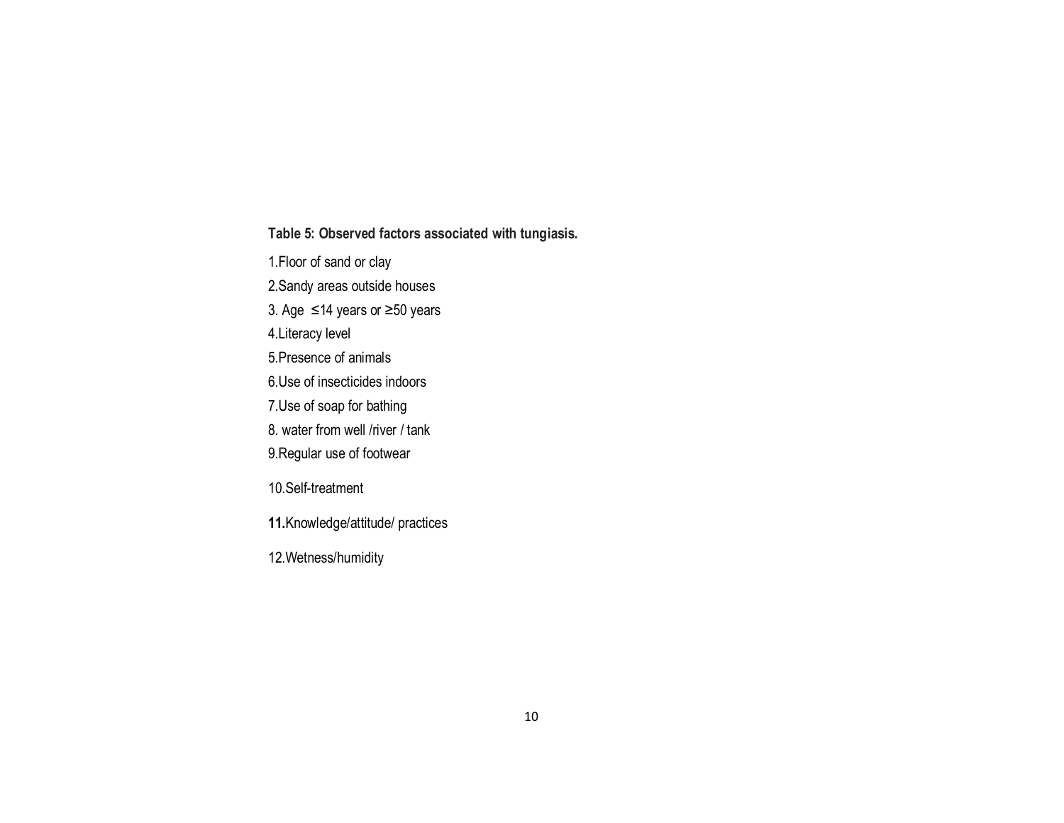**Table 5: Observed factors associated with tungiasis.**

1.Floor of sand or clay

2.Sandy areas outside houses

3. Age ≤14 years or ≥50 years

4.Literacy level

5.Presence of animals

6.Use of insecticides indoors

7.Use of soap for bathing

8. water from well /river / tank

9.Regular use of footwear

10.Self-treatment

**11.**Knowledge/attitude/ practices

12.Wetness/humidity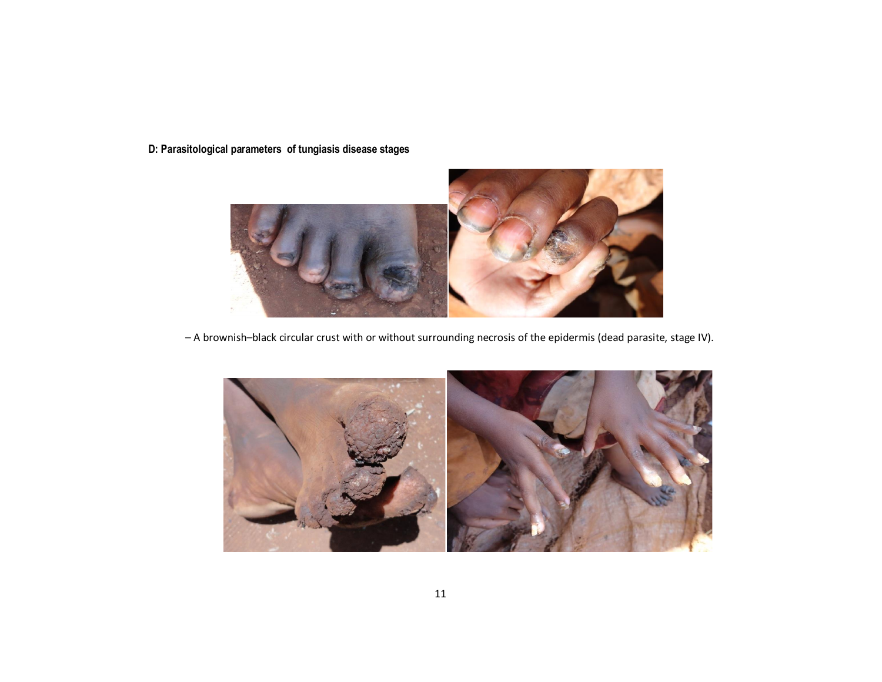**D: Parasitological parameters of tungiasis disease stages**

– A brownish–black circular crust with or without surrounding necrosis of the epidermis (dead parasite, stage IV).